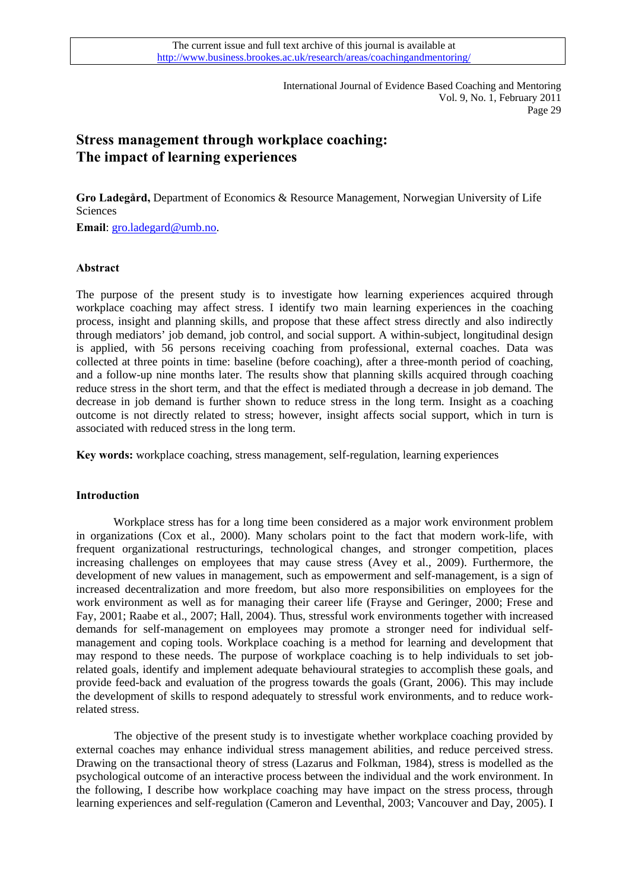The current issue and full text archive of this journal is available at http://www.business.brookes.ac.uk/research/areas/coachingandmentoring/

# Stress management through workplace coaching: The impact of learning experiences

**Gro Ladegård,** Department of Economics & Resource Management, Norwegian University of Life Sciences

**Email**: gro.ladegard@umb.no.

### Abstract

The purpose of the present study is to investigate how learning experiences acquired through workplace coaching may affect stress. I identify two main learning experiences in the coaching process, insight and planning skills, and propose that these affect stress directly and also indirectly through mediators' job demand, job control, and social support. A within-subject, longitudinal design is applied, with 56 persons receiving coaching from professional, external coaches. Data was collected at three points in time: baseline (before coaching), after a three-month period of coaching, and a follow-up nine months later. The results show that planning skills acquired through coaching reduce stress in the short term, and that the effect is mediated through a decrease in job demand. The decrease in job demand is further shown to reduce stress in the long term. Insight as a coaching outcome is not directly related to stress; however, insight affects social support, which in turn is associated with reduced stress in the long term.

**Key words:** workplace coaching, stress management, self-regulation, learning experiences

### Introduction

Workplace stress has for a long time been considered as a major work environment problem in organizations (Cox et al., 2000). Many scholars point to the fact that modern work-life, with frequent organizational restructurings, technological changes, and stronger competition, places increasing challenges on employees that may cause stress (Avey et al., 2009). Furthermore, the development of new values in management, such as empowerment and self-management, is a sign of increased decentralization and more freedom, but also more responsibilities on employees for the work environment as well as for managing their career life (Frayse and Geringer, 2000; Frese and Fay, 2001; Raabe et al., 2007; Hall, 2004). Thus, stressful work environments together with increased demands for self-management on employees may promote a stronger need for individual self-management and coping tools. Workplace coaching is a method for learning and development that may respond to these needs. The purpose of workplace coaching is to help individuals to set job-related goals, identify and implement adequate behavioural strategies to accomplish these goals, and provide feed-back and evaluation of the progress towards the goals (Grant, 2006). This may include the development of skills to respond adequately to stressful work environments, and to reduce work-related stress.

The objective of the present study is to investigate whether workplace coaching provided by external coaches may enhance individual stress management abilities, and reduce perceived stress. Drawing on the transactional theory of stress (Lazarus and Folkman, 1984), stress is modelled as the psychological outcome of an interactive process between the individual and the work environment. In the following, I describe how workplace coaching may have impact on the stress process, through learning experiences and self-regulation (Cameron and Leventhal, 2003; Vancouver and Day, 2005). I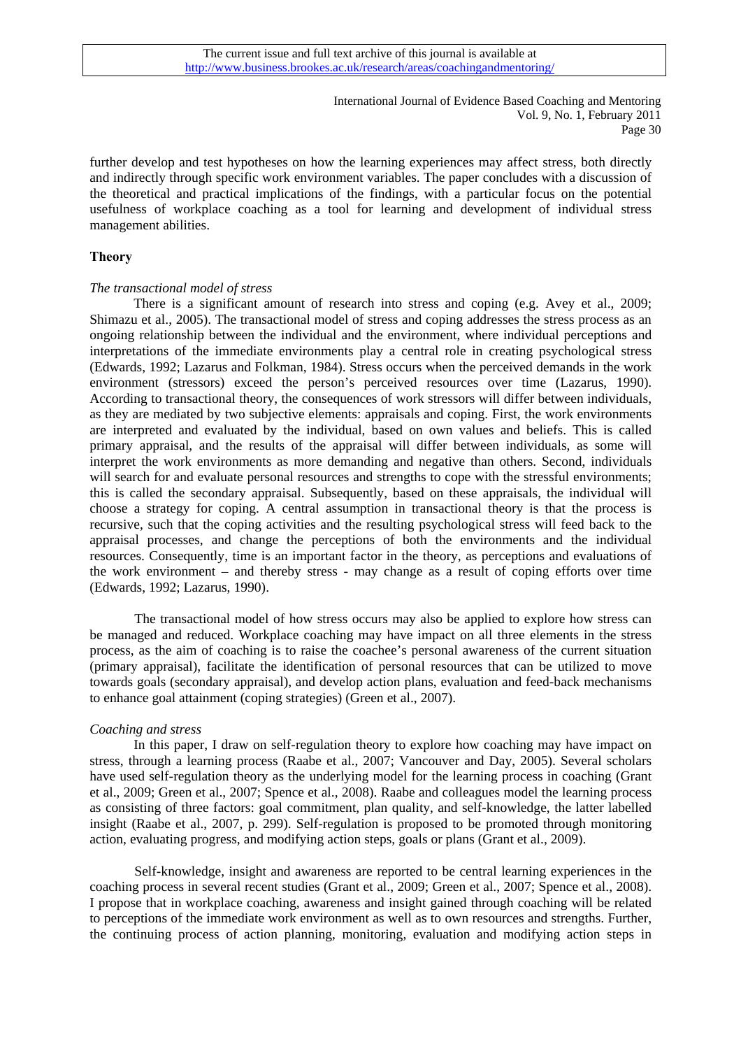further develop and test hypotheses on how the learning experiences may affect stress, both directly and indirectly through specific work environment variables. The paper concludes with a discussion of the theoretical and practical implications of the findings, with a particular focus on the potential usefulness of workplace coaching as a tool for learning and development of individual stress management abilities.

## Theory

### *The transactional model of stress*

There is a significant amount of research into stress and coping (e.g. Avey et al., 2009; Shimazu et al., 2005). The transactional model of stress and coping addresses the stress process as an ongoing relationship between the individual and the environment, where individual perceptions and interpretations of the immediate environments play a central role in creating psychological stress (Edwards, 1992; Lazarus and Folkman, 1984). Stress occurs when the perceived demands in the work environment (stressors) exceed the person's perceived resources over time (Lazarus, 1990). According to transactional theory, the consequences of work stressors will differ between individuals, as they are mediated by two subjective elements: appraisals and coping. First, the work environments are interpreted and evaluated by the individual, based on own values and beliefs. This is called primary appraisal, and the results of the appraisal will differ between individuals, as some will interpret the work environments as more demanding and negative than others. Second, individuals will search for and evaluate personal resources and strengths to cope with the stressful environments; this is called the secondary appraisal. Subsequently, based on these appraisals, the individual will choose a strategy for coping. A central assumption in transactional theory is that the process is recursive, such that the coping activities and the resulting psychological stress will feed back to the appraisal processes, and change the perceptions of both the environments and the individual resources. Consequently, time is an important factor in the theory, as perceptions and evaluations of the work environment – and thereby stress - may change as a result of coping efforts over time (Edwards, 1992; Lazarus, 1990).

The transactional model of how stress occurs may also be applied to explore how stress can be managed and reduced. Workplace coaching may have impact on all three elements in the stress process, as the aim of coaching is to raise the coachee's personal awareness of the current situation (primary appraisal), facilitate the identification of personal resources that can be utilized to move towards goals (secondary appraisal), and develop action plans, evaluation and feed-back mechanisms to enhance goal attainment (coping strategies) (Green et al., 2007).

### *Coaching and stress*

In this paper, I draw on self-regulation theory to explore how coaching may have impact on stress, through a learning process (Raabe et al., 2007; Vancouver and Day, 2005). Several scholars have used self-regulation theory as the underlying model for the learning process in coaching (Grant et al., 2009; Green et al., 2007; Spence et al., 2008). Raabe and colleagues model the learning process as consisting of three factors: goal commitment, plan quality, and self-knowledge, the latter labelled insight (Raabe et al., 2007, p. 299). Self-regulation is proposed to be promoted through monitoring action, evaluating progress, and modifying action steps, goals or plans (Grant et al., 2009).

Self-knowledge, insight and awareness are reported to be central learning experiences in the coaching process in several recent studies (Grant et al., 2009; Green et al., 2007; Spence et al., 2008). I propose that in workplace coaching, awareness and insight gained through coaching will be related to perceptions of the immediate work environment as well as to own resources and strengths. Further, the continuing process of action planning, monitoring, evaluation and modifying action steps in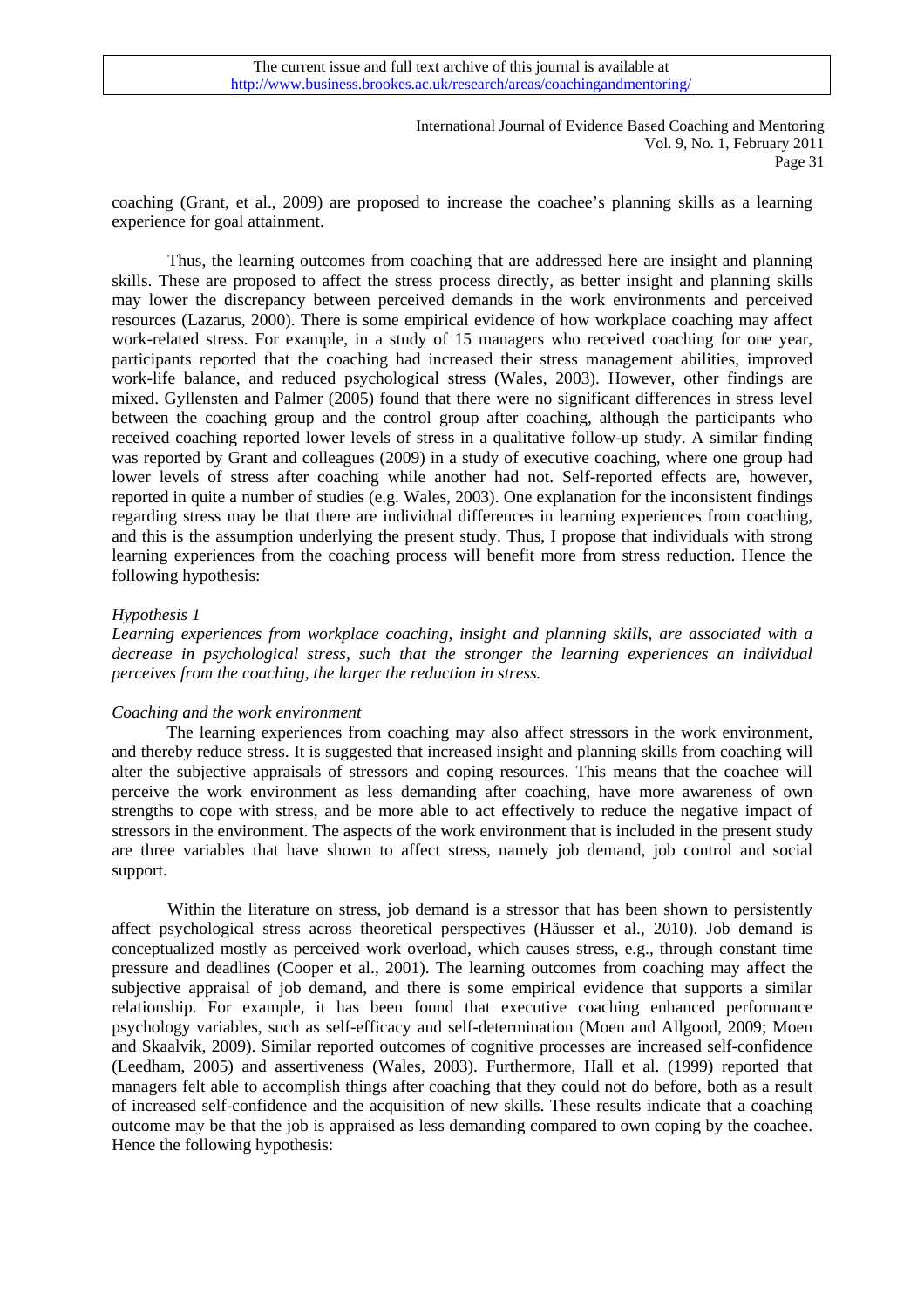coaching (Grant, et al., 2009) are proposed to increase the coachee's planning skills as a learning experience for goal attainment.

Thus, the learning outcomes from coaching that are addressed here are insight and planning skills. These are proposed to affect the stress process directly, as better insight and planning skills may lower the discrepancy between perceived demands in the work environments and perceived resources (Lazarus, 2000). There is some empirical evidence of how workplace coaching may affect work-related stress. For example, in a study of 15 managers who received coaching for one year, participants reported that the coaching had increased their stress management abilities, improved work-life balance, and reduced psychological stress (Wales, 2003). However, other findings are mixed. Gyllensten and Palmer (2005) found that there were no significant differences in stress level between the coaching group and the control group after coaching, although the participants who received coaching reported lower levels of stress in a qualitative follow-up study. A similar finding was reported by Grant and colleagues (2009) in a study of executive coaching, where one group had lower levels of stress after coaching while another had not. Self-reported effects are, however, reported in quite a number of studies (e.g. Wales, 2003). One explanation for the inconsistent findings regarding stress may be that there are individual differences in learning experiences from coaching, and this is the assumption underlying the present study. Thus, I propose that individuals with strong learning experiences from the coaching process will benefit more from stress reduction. Hence the following hypothesis:

*Hypothesis 1*

*Learning experiences from workplace coaching, insight and planning skills, are associated with a decrease in psychological stress, such that the stronger the learning experiences an individual perceives from the coaching, the larger the reduction in stress.*

*Coaching and the work environment*

The learning experiences from coaching may also affect stressors in the work environment, and thereby reduce stress. It is suggested that increased insight and planning skills from coaching will alter the subjective appraisals of stressors and coping resources. This means that the coachee will perceive the work environment as less demanding after coaching, have more awareness of own strengths to cope with stress, and be more able to act effectively to reduce the negative impact of stressors in the environment. The aspects of the work environment that is included in the present study are three variables that have shown to affect stress, namely job demand, job control and social support.

Within the literature on stress, job demand is a stressor that has been shown to persistently affect psychological stress across theoretical perspectives (Häusser et al., 2010). Job demand is conceptualized mostly as perceived work overload, which causes stress, e.g., through constant time pressure and deadlines (Cooper et al., 2001). The learning outcomes from coaching may affect the subjective appraisal of job demand, and there is some empirical evidence that supports a similar relationship. For example, it has been found that executive coaching enhanced performance psychology variables, such as self-efficacy and self-determination (Moen and Allgood, 2009; Moen and Skaalvik, 2009). Similar reported outcomes of cognitive processes are increased self-confidence (Leedham, 2005) and assertiveness (Wales, 2003). Furthermore, Hall et al. (1999) reported that managers felt able to accomplish things after coaching that they could not do before, both as a result of increased self-confidence and the acquisition of new skills. These results indicate that a coaching outcome may be that the job is appraised as less demanding compared to own coping by the coachee. Hence the following hypothesis: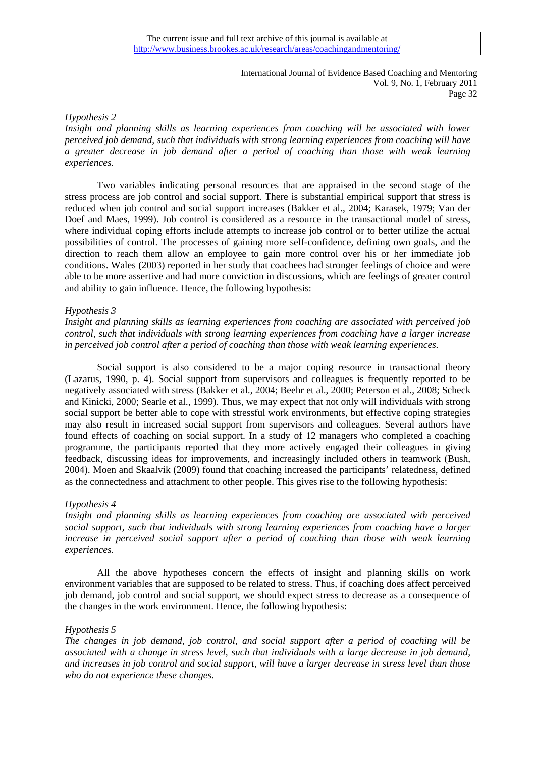*Hypothesis 2*

*Insight and planning skills as learning experiences from coaching will be associated with lower perceived job demand, such that individuals with strong learning experiences from coaching will have a greater decrease in job demand after a period of coaching than those with weak learning experiences.*

Two variables indicating personal resources that are appraised in the second stage of the stress process are job control and social support. There is substantial empirical support that stress is reduced when job control and social support increases (Bakker et al., 2004; Karasek, 1979; Van der Doef and Maes, 1999). Job control is considered as a resource in the transactional model of stress, where individual coping efforts include attempts to increase job control or to better utilize the actual possibilities of control. The processes of gaining more self-confidence, defining own goals, and the direction to reach them allow an employee to gain more control over his or her immediate job conditions. Wales (2003) reported in her study that coachees had stronger feelings of choice and were able to be more assertive and had more conviction in discussions, which are feelings of greater control and ability to gain influence. Hence, the following hypothesis:

*Hypothesis 3*

*Insight and planning skills as learning experiences from coaching are associated with perceived job control, such that individuals with strong learning experiences from coaching have a larger increase in perceived job control after a period of coaching than those with weak learning experiences.*

Social support is also considered to be a major coping resource in transactional theory (Lazarus, 1990, p. 4). Social support from supervisors and colleagues is frequently reported to be negatively associated with stress (Bakker et al., 2004; Beehr et al., 2000; Peterson et al., 2008; Scheck and Kinicki, 2000; Searle et al., 1999). Thus, we may expect that not only will individuals with strong social support be better able to cope with stressful work environments, but effective coping strategies may also result in increased social support from supervisors and colleagues. Several authors have found effects of coaching on social support. In a study of 12 managers who completed a coaching programme, the participants reported that they more actively engaged their colleagues in giving feedback, discussing ideas for improvements, and increasingly included others in teamwork (Bush, 2004). Moen and Skaalvik (2009) found that coaching increased the participants' relatedness, defined as the connectedness and attachment to other people. This gives rise to the following hypothesis:

*Hypothesis 4*

*Insight and planning skills as learning experiences from coaching are associated with perceived social support, such that individuals with strong learning experiences from coaching have a larger increase in perceived social support after a period of coaching than those with weak learning experiences.*

All the above hypotheses concern the effects of insight and planning skills on work environment variables that are supposed to be related to stress. Thus, if coaching does affect perceived job demand, job control and social support, we should expect stress to decrease as a consequence of the changes in the work environment. Hence, the following hypothesis:

*Hypothesis 5*

*The changes in job demand, job control, and social support after a period of coaching will be associated with a change in stress level, such that individuals with a large decrease in job demand, and increases in job control and social support, will have a larger decrease in stress level than those who do not experience these changes.*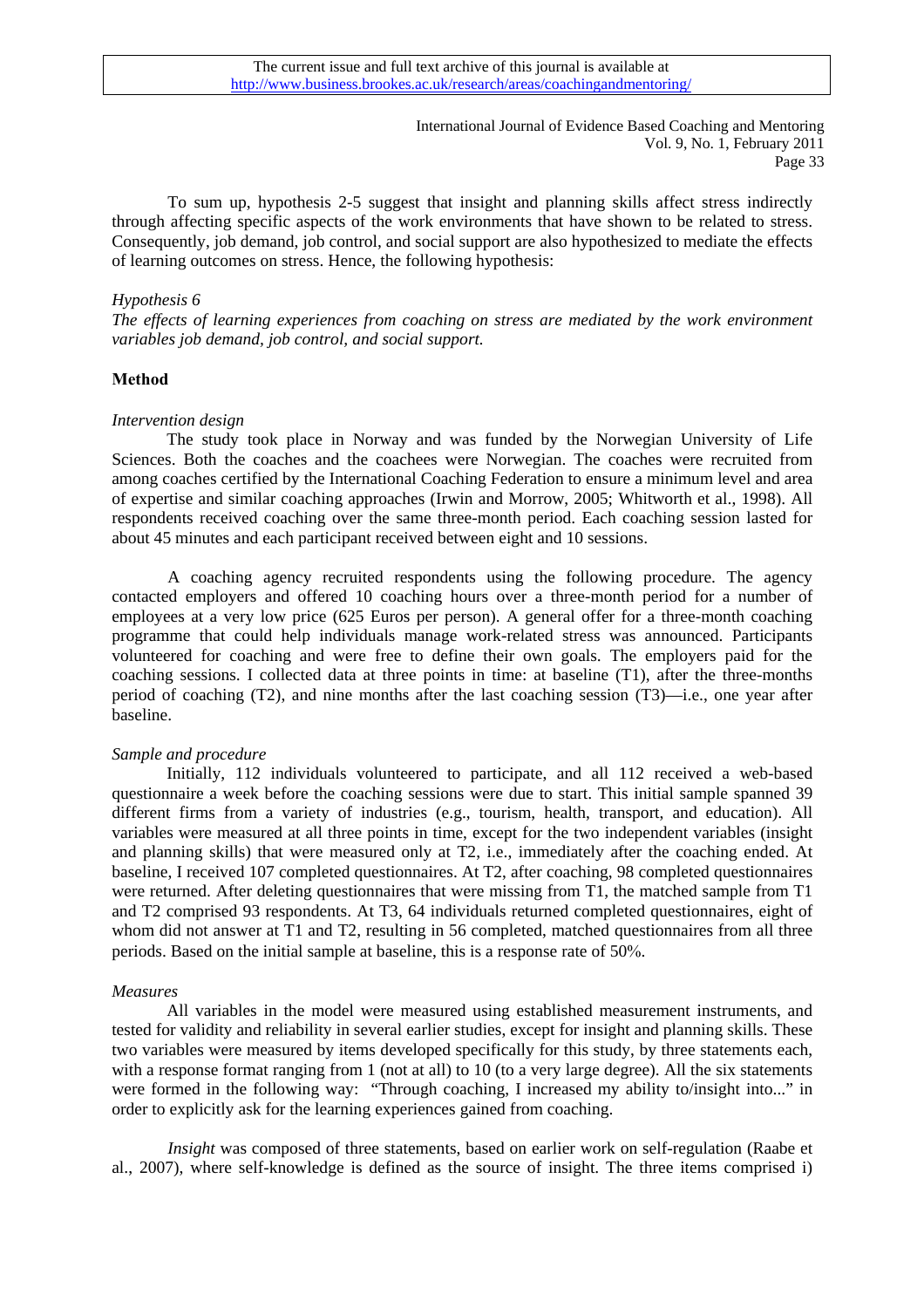To sum up, hypothesis 2-5 suggest that insight and planning skills affect stress indirectly through affecting specific aspects of the work environments that have shown to be related to stress. Consequently, job demand, job control, and social support are also hypothesized to mediate the effects of learning outcomes on stress. Hence, the following hypothesis:

*Hypothesis 6*

*The effects of learning experiences from coaching on stress are mediated by the work environment variables job demand, job control, and social support.*

## Method

*Intervention design*

The study took place in Norway and was funded by the Norwegian University of Life Sciences. Both the coaches and the coachees were Norwegian. The coaches were recruited from among coaches certified by the International Coaching Federation to ensure a minimum level and area of expertise and similar coaching approaches (Irwin and Morrow, 2005; Whitworth et al., 1998). All respondents received coaching over the same three-month period. Each coaching session lasted for about 45 minutes and each participant received between eight and 10 sessions.

A coaching agency recruited respondents using the following procedure. The agency contacted employers and offered 10 coaching hours over a three-month period for a number of employees at a very low price (625 Euros per person). A general offer for a three-month coaching programme that could help individuals manage work-related stress was announced. Participants volunteered for coaching and were free to define their own goals. The employers paid for the coaching sessions. I collected data at three points in time: at baseline (T1), after the three-months period of coaching (T2), and nine months after the last coaching session (T3)—i.e., one year after baseline.

*Sample and procedure*

Initially, 112 individuals volunteered to participate, and all 112 received a web-based questionnaire a week before the coaching sessions were due to start. This initial sample spanned 39 different firms from a variety of industries (e.g., tourism, health, transport, and education). All variables were measured at all three points in time, except for the two independent variables (insight and planning skills) that were measured only at T2, i.e., immediately after the coaching ended. At baseline, I received 107 completed questionnaires. At T2, after coaching, 98 completed questionnaires were returned. After deleting questionnaires that were missing from T1, the matched sample from T1 and T2 comprised 93 respondents. At T3, 64 individuals returned completed questionnaires, eight of whom did not answer at T1 and T2, resulting in 56 completed, matched questionnaires from all three periods. Based on the initial sample at baseline, this is a response rate of 50%.

*Measures*

All variables in the model were measured using established measurement instruments, and tested for validity and reliability in several earlier studies, except for insight and planning skills. These two variables were measured by items developed specifically for this study, by three statements each, with a response format ranging from 1 (not at all) to 10 (to a very large degree). All the six statements were formed in the following way: "Through coaching, I increased my ability to/insight into..." in order to explicitly ask for the learning experiences gained from coaching.

*Insight* was composed of three statements, based on earlier work on self-regulation (Raabe et al., 2007), where self-knowledge is defined as the source of insight. The three items comprised i)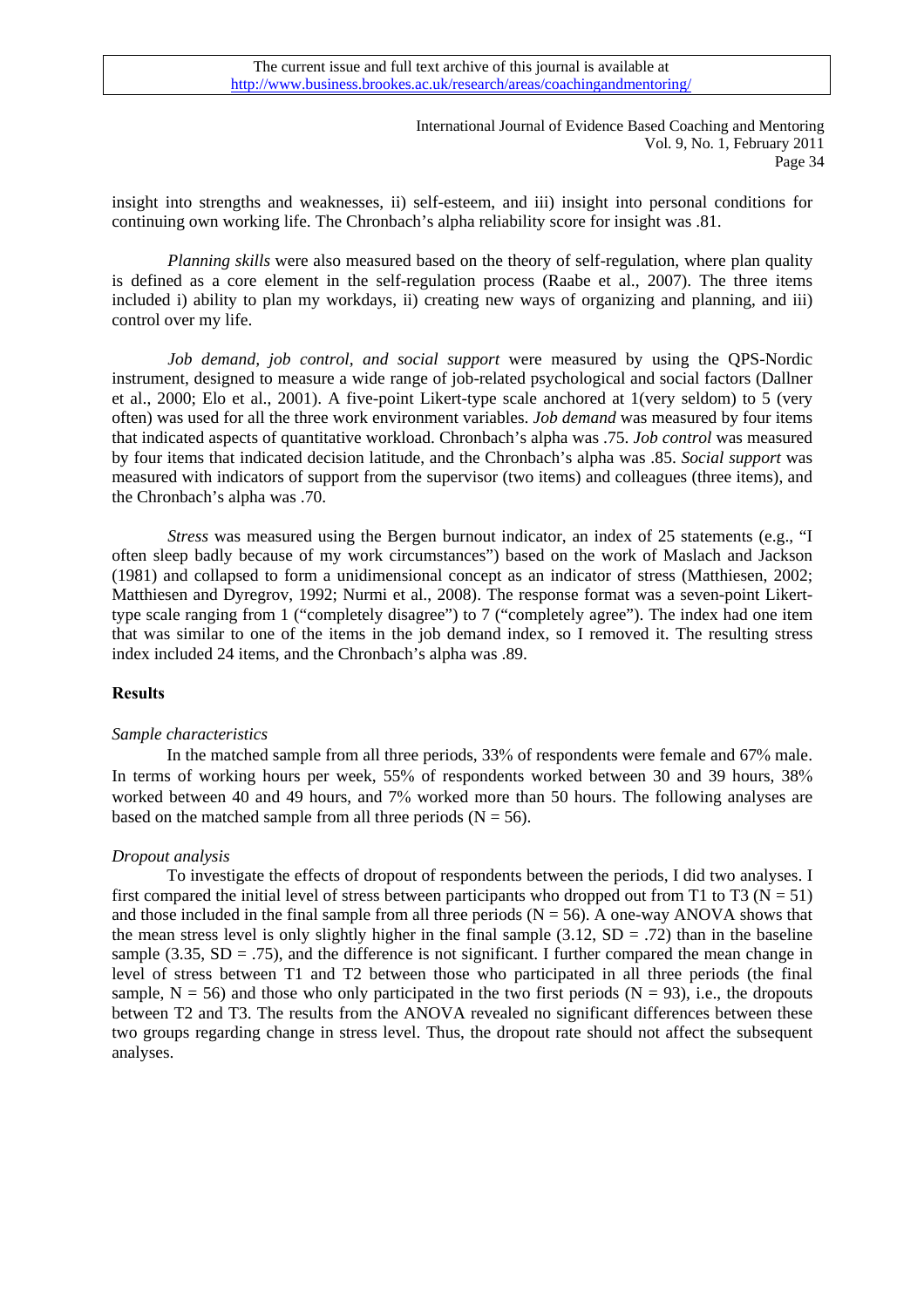insight into strengths and weaknesses, ii) self-esteem, and iii) insight into personal conditions for continuing own working life. The Chronbach's alpha reliability score for insight was .81.

*Planning skills* were also measured based on the theory of self-regulation, where plan quality is defined as a core element in the self-regulation process (Raabe et al., 2007). The three items included i) ability to plan my workdays, ii) creating new ways of organizing and planning, and iii) control over my life.

*Job demand, job control, and social support* were measured by using the QPS-Nordic instrument, designed to measure a wide range of job-related psychological and social factors (Dallner et al., 2000; Elo et al., 2001). A five-point Likert-type scale anchored at 1(very seldom) to 5 (very often) was used for all the three work environment variables. *Job demand* was measured by four items that indicated aspects of quantitative workload. Chronbach's alpha was .75. *Job control* was measured by four items that indicated decision latitude, and the Chronbach's alpha was .85. *Social support* was measured with indicators of support from the supervisor (two items) and colleagues (three items), and the Chronbach's alpha was .70.

*Stress* was measured using the Bergen burnout indicator, an index of 25 statements (e.g., "I often sleep badly because of my work circumstances") based on the work of Maslach and Jackson (1981) and collapsed to form a unidimensional concept as an indicator of stress (Matthiesen, 2002; Matthiesen and Dyregrov, 1992; Nurmi et al., 2008). The response format was a seven-point Likert-type scale ranging from 1 ("completely disagree") to 7 ("completely agree"). The index had one item that was similar to one of the items in the job demand index, so I removed it. The resulting stress index included 24 items, and the Chronbach's alpha was .89.

## Results

*Sample characteristics*

In the matched sample from all three periods, 33% of respondents were female and 67% male. In terms of working hours per week, 55% of respondents worked between 30 and 39 hours, 38% worked between 40 and 49 hours, and 7% worked more than 50 hours. The following analyses are based on the matched sample from all three periods ($N = 56$).

*Dropout analysis*

To investigate the effects of dropout of respondents between the periods, I did two analyses. I first compared the initial level of stress between participants who dropped out from T1 to T3 ($N = 51$) and those included in the final sample from all three periods ($N = 56$). A one-way ANOVA shows that the mean stress level is only slightly higher in the final sample (3.12, $SD = .72$) than in the baseline sample (3.35, $SD = .75$), and the difference is not significant. I further compared the mean change in level of stress between T1 and T2 between those who participated in all three periods (the final sample, $N = 56$) and those who only participated in the two first periods ($N = 93$), i.e., the dropouts between T2 and T3. The results from the ANOVA revealed no significant differences between these two groups regarding change in stress level. Thus, the dropout rate should not affect the subsequent analyses.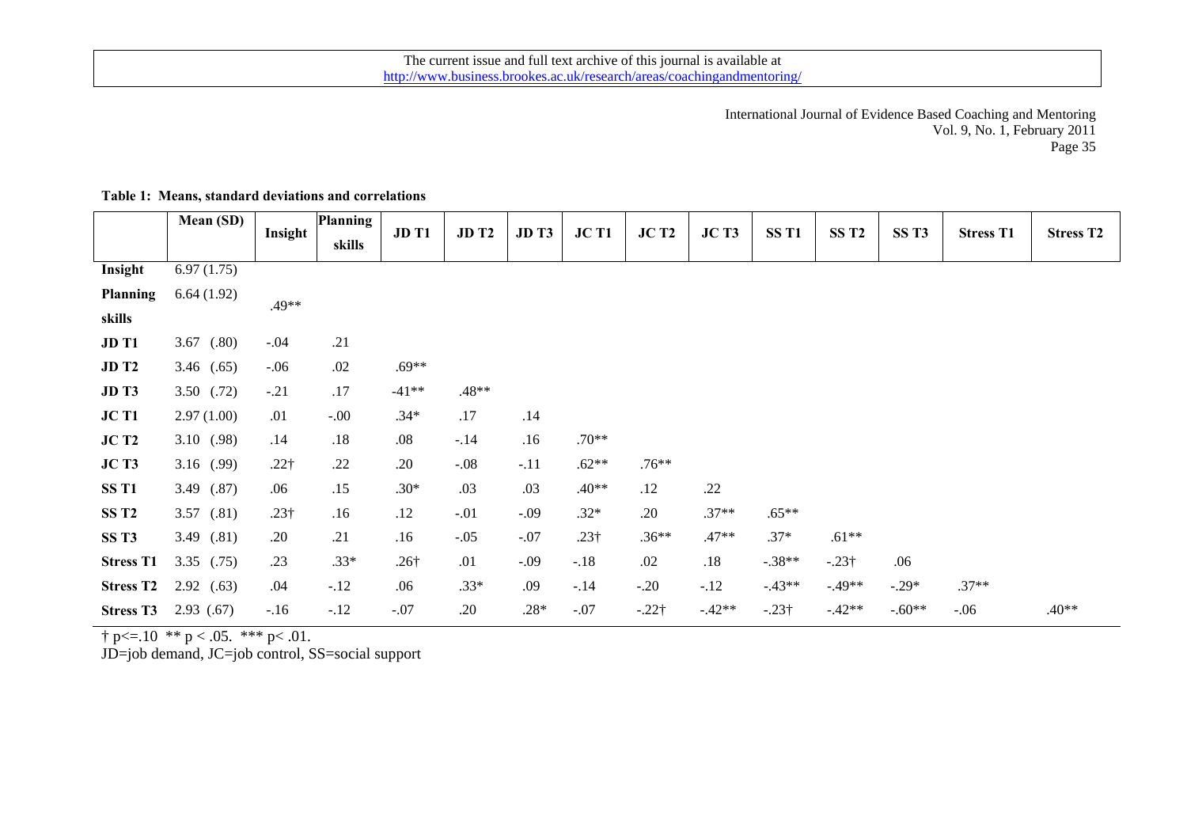**Table 1: Means, standard deviations and correlations**

| | Mean (SD) | Insight | Planning skills | JD T1 | JD T2 | JD T3 | JC T1 | JC T2 | JC T3 | SS T1 | SS T2 | SS T3 | Stress T1 | Stress T2 |
|---|---|---|---|---|---|---|---|---|---|---|---|---|---|---|
| **Insight** | 6.97 (1.75) | | | | | | | | | | | | | |
| **Planning skills** | 6.64 (1.92) | .49** | | | | | | | | | | | | |
| **JD T1** | 3.67 (.80) | -.04 | .21 | | | | | | | | | | | |
| **JD T2** | 3.46 (.65) | -.06 | .02 | .69** | | | | | | | | | | |
| **JD T3** | 3.50 (.72) | -.21 | .17 | -41** | .48** | | | | | | | | | |
| **JC T1** | 2.97 (1.00) | .01 | -.00 | .34* | .17 | .14 | | | | | | | | |
| **JC T2** | 3.10 (.98) | .14 | .18 | .08 | -.14 | .16 | .70** | | | | | | | |
| **JC T3** | 3.16 (.99) | .22† | .22 | .20 | -.08 | -.11 | .62** | .76** | | | | | | |
| **SS T1** | 3.49 (.87) | .06 | .15 | .30* | .03 | .03 | .40** | .12 | .22 | | | | | |
| **SS T2** | 3.57 (.81) | .23† | .16 | .12 | -.01 | -.09 | .32* | .20 | .37** | .65** | | | | |
| **SS T3** | 3.49 (.81) | .20 | .21 | .16 | -.05 | -.07 | .23† | .36** | .47** | .37* | .61** | | | |
| **Stress T1** | 3.35 (.75) | .23 | .33* | .26† | .01 | -.09 | -.18 | .02 | .18 | -.38** | -.23† | .06 | | |
| **Stress T2** | 2.92 (.63) | .04 | -.12 | .06 | .33* | .09 | -.14 | -.20 | -.12 | -.43** | -.49** | -.29* | .37** | |
| **Stress T3** | 2.93 (.67) | -.16 | -.12 | -.07 | .20 | .28* | -.07 | -.22† | -.42** | -.23† | -.42** | -.60** | -.06 | .40** |

† $p <= .10$ ** $p < .05$. *** $p < .01$.
JD=job demand, JC=job control, SS=social support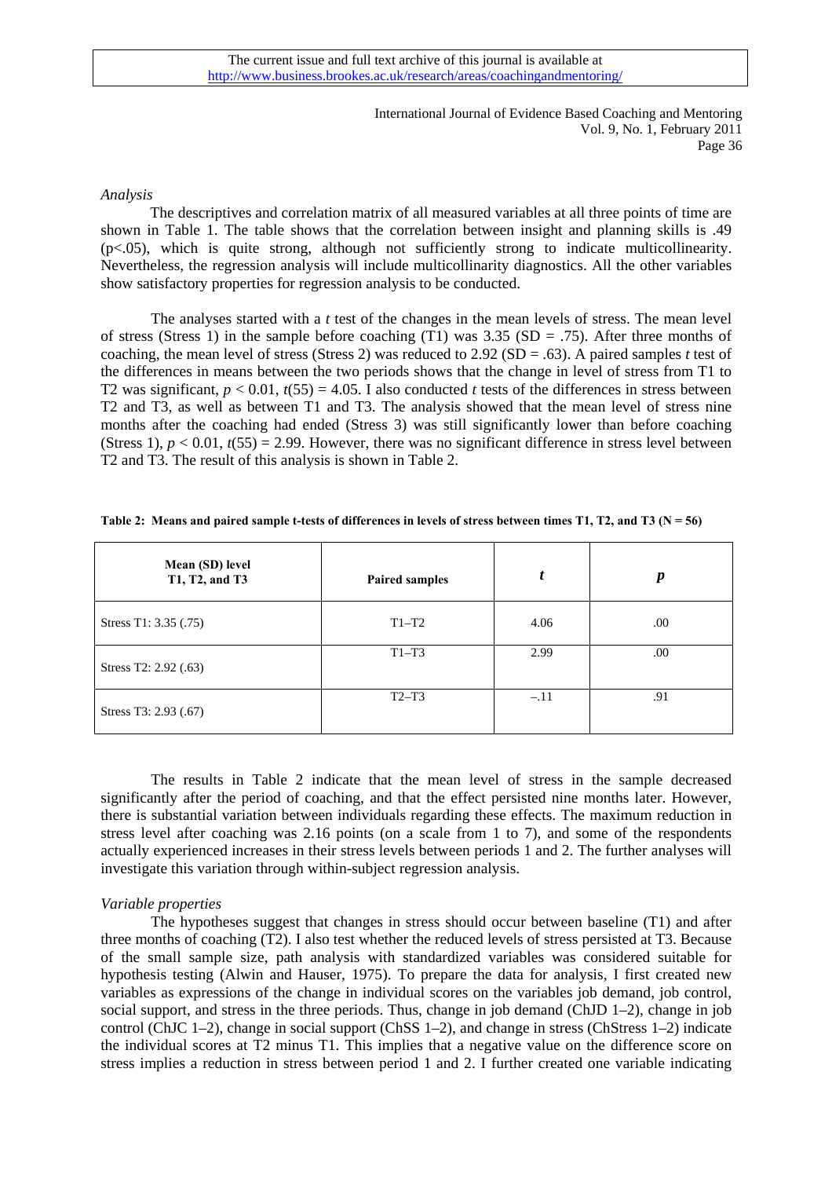*Analysis*

The descriptives and correlation matrix of all measured variables at all three points of time are shown in Table 1. The table shows that the correlation between insight and planning skills is .49 ($p<.05$), which is quite strong, although not sufficiently strong to indicate multicollinearity. Nevertheless, the regression analysis will include multicollinearity diagnostics. All the other variables show satisfactory properties for regression analysis to be conducted.

The analyses started with a *t* test of the changes in the mean levels of stress. The mean level of stress (Stress 1) in the sample before coaching (T1) was 3.35 (SD = .75). After three months of coaching, the mean level of stress (Stress 2) was reduced to 2.92 (SD = .63). A paired samples *t* test of the differences in means between the two periods shows that the change in level of stress from T1 to T2 was significant, $p < 0.01$, $t(55) = 4.05$. I also conducted *t* tests of the differences in stress between T2 and T3, as well as between T1 and T3. The analysis showed that the mean level of stress nine months after the coaching had ended (Stress 3) was still significantly lower than before coaching (Stress 1), $p < 0.01$, $t(55) = 2.99$. However, there was no significant difference in stress level between T2 and T3. The result of this analysis is shown in Table 2.

**Table 2: Means and paired sample t-tests of differences in levels of stress between times T1, T2, and T3 (N = 56)**

| Mean (SD) level T1, T2, and T3 | Paired samples | *t* | *p* |
|---|---|---|---|
| Stress T1: 3.35 (.75) | T1–T2 | 4.06 | .00 |
| Stress T2: 2.92 (.63) | T1–T3 | 2.99 | .00 |
| Stress T3: 2.93 (.67) | T2–T3 | –.11 | .91 |

The results in Table 2 indicate that the mean level of stress in the sample decreased significantly after the period of coaching, and that the effect persisted nine months later. However, there is substantial variation between individuals regarding these effects. The maximum reduction in stress level after coaching was 2.16 points (on a scale from 1 to 7), and some of the respondents actually experienced increases in their stress levels between periods 1 and 2. The further analyses will investigate this variation through within-subject regression analysis.

*Variable properties*

The hypotheses suggest that changes in stress should occur between baseline (T1) and after three months of coaching (T2). I also test whether the reduced levels of stress persisted at T3. Because of the small sample size, path analysis with standardized variables was considered suitable for hypothesis testing (Alwin and Hauser, 1975). To prepare the data for analysis, I first created new variables as expressions of the change in individual scores on the variables job demand, job control, social support, and stress in the three periods. Thus, change in job demand (ChJD 1–2), change in job control (ChJC 1–2), change in social support (ChSS 1–2), and change in stress (ChStress 1–2) indicate the individual scores at T2 minus T1. This implies that a negative value on the difference score on stress implies a reduction in stress between period 1 and 2. I further created one variable indicating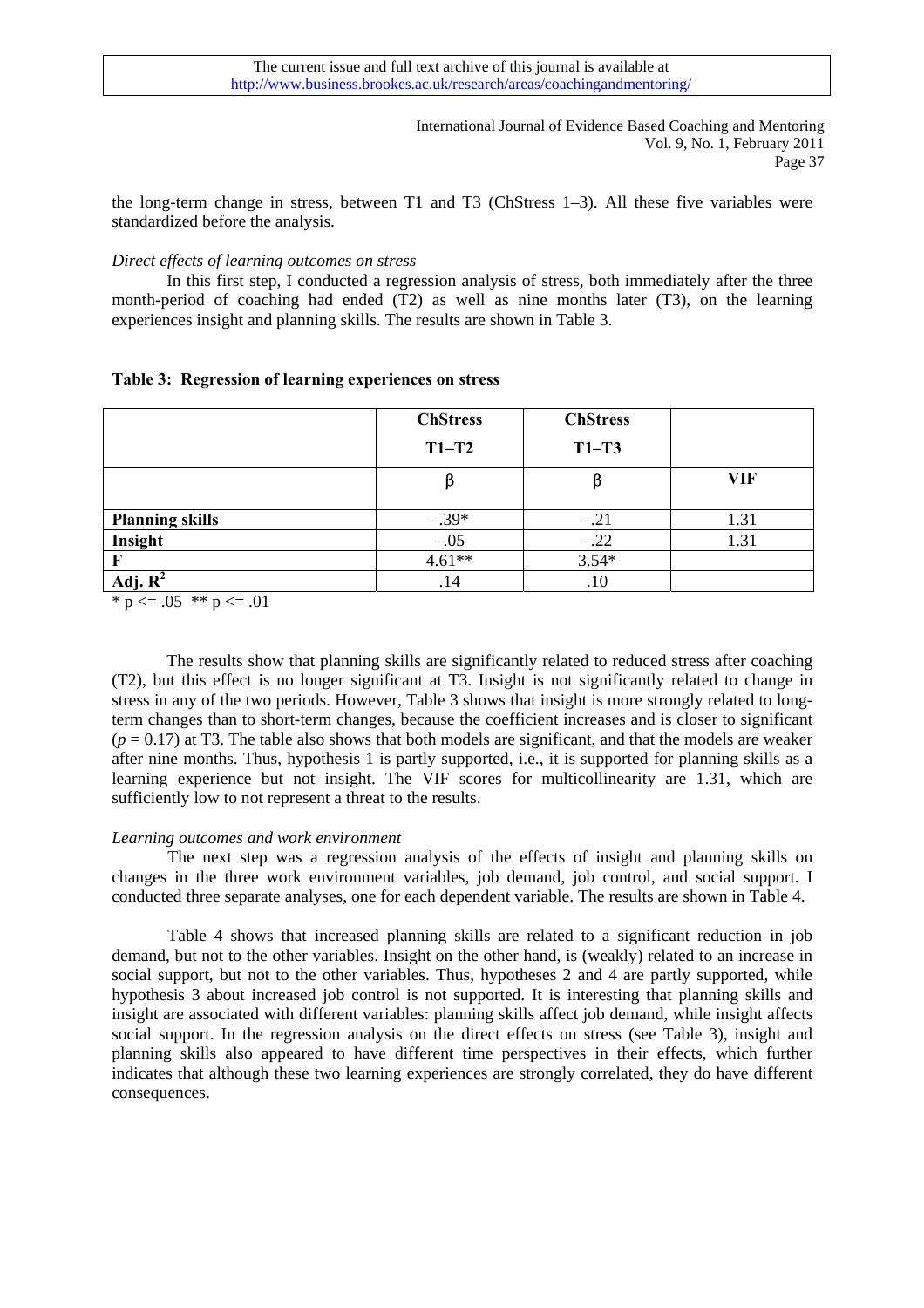the long-term change in stress, between T1 and T3 (ChStress 1–3). All these five variables were standardized before the analysis.

*Direct effects of learning outcomes on stress*

In this first step, I conducted a regression analysis of stress, both immediately after the three month-period of coaching had ended (T2) as well as nine months later (T3), on the learning experiences insight and planning skills. The results are shown in Table 3.

**Table 3: Regression of learning experiences on stress**

| | ChStress T1–T2 | ChStress T1–T3 | |
|---|---|---|---|
| | β | β | **VIF** |
| **Planning skills** | –.39* | –.21 | 1.31 |
| **Insight** | –.05 | –.22 | 1.31 |
| **F** | 4.61** | 3.54* | |
| **Adj. $R^2$** | .14 | .10 | |

\* p <= .05 ** p <= .01

The results show that planning skills are significantly related to reduced stress after coaching (T2), but this effect is no longer significant at T3. Insight is not significantly related to change in stress in any of the two periods. However, Table 3 shows that insight is more strongly related to long-term changes than to short-term changes, because the coefficient increases and is closer to significant ($p = 0.17$) at T3. The table also shows that both models are significant, and that the models are weaker after nine months. Thus, hypothesis 1 is partly supported, i.e., it is supported for planning skills as a learning experience but not insight. The VIF scores for multicollinearity are 1.31, which are sufficiently low to not represent a threat to the results.

*Learning outcomes and work environment*

The next step was a regression analysis of the effects of insight and planning skills on changes in the three work environment variables, job demand, job control, and social support. I conducted three separate analyses, one for each dependent variable. The results are shown in Table 4.

Table 4 shows that increased planning skills are related to a significant reduction in job demand, but not to the other variables. Insight on the other hand, is (weakly) related to an increase in social support, but not to the other variables. Thus, hypotheses 2 and 4 are partly supported, while hypothesis 3 about increased job control is not supported. It is interesting that planning skills and insight are associated with different variables: planning skills affect job demand, while insight affects social support. In the regression analysis on the direct effects on stress (see Table 3), insight and planning skills also appeared to have different time perspectives in their effects, which further indicates that although these two learning experiences are strongly correlated, they do have different consequences.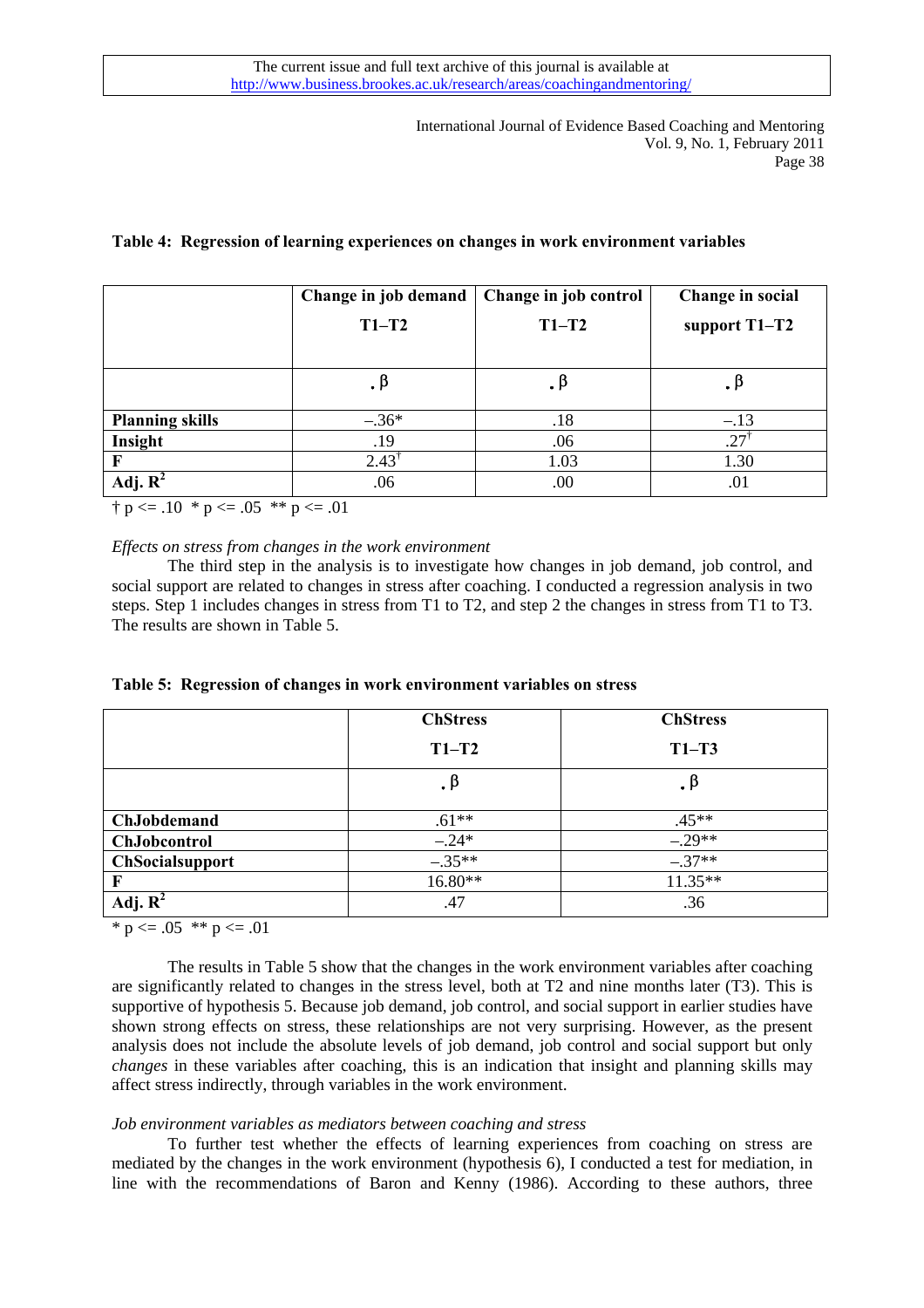**Table 4: Regression of learning experiences on changes in work environment variables**

| | Change in job demand T1–T2 | Change in job control T1–T2 | Change in social support T1–T2 |
|---|---|---|---|
| | β | β | β |
| **Planning skills** | –.36* | .18 | –.13 |
| **Insight** | .19 | .06 | $.27^{\dagger}$ |
| **F** | $2.43^{\dagger}$ | 1.03 | 1.30 |
| **Adj. $R^2$** | .06 | .00 | .01 |

† p <= .10 * p <= .05 ** p <= .01

*Effects on stress from changes in the work environment*

The third step in the analysis is to investigate how changes in job demand, job control, and social support are related to changes in stress after coaching. I conducted a regression analysis in two steps. Step 1 includes changes in stress from T1 to T2, and step 2 the changes in stress from T1 to T3. The results are shown in Table 5.

**Table 5: Regression of changes in work environment variables on stress**

| | ChStress T1–T2 | ChStress T1–T3 |
|---|---|---|
| | β | β |
| **ChJobdemand** | .61** | .45** |
| **ChJobcontrol** | –.24* | –.29** |
| **ChSocialsupport** | –.35** | –.37** |
| **F** | 16.80** | 11.35** |
| **Adj. $R^2$** | .47 | .36 |

* p <= .05 ** p <= .01

The results in Table 5 show that the changes in the work environment variables after coaching are significantly related to changes in the stress level, both at T2 and nine months later (T3). This is supportive of hypothesis 5. Because job demand, job control, and social support in earlier studies have shown strong effects on stress, these relationships are not very surprising. However, as the present analysis does not include the absolute levels of job demand, job control and social support but only *changes* in these variables after coaching, this is an indication that insight and planning skills may affect stress indirectly, through variables in the work environment.

*Job environment variables as mediators between coaching and stress*

To further test whether the effects of learning experiences from coaching on stress are mediated by the changes in the work environment (hypothesis 6), I conducted a test for mediation, in line with the recommendations of Baron and Kenny (1986). According to these authors, three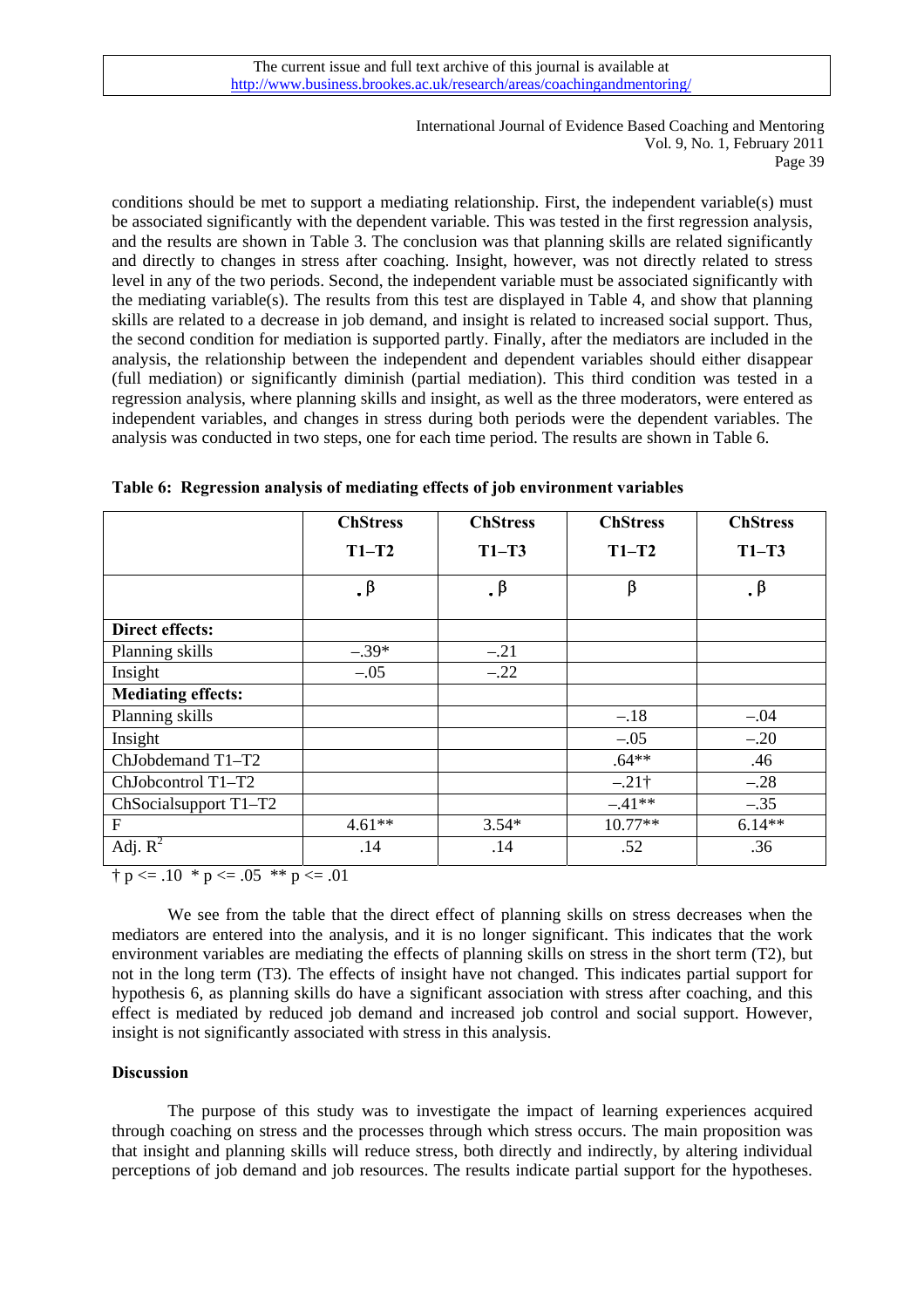conditions should be met to support a mediating relationship. First, the independent variable(s) must be associated significantly with the dependent variable. This was tested in the first regression analysis, and the results are shown in Table 3. The conclusion was that planning skills are related significantly and directly to changes in stress after coaching. Insight, however, was not directly related to stress level in any of the two periods. Second, the independent variable must be associated significantly with the mediating variable(s). The results from this test are displayed in Table 4, and show that planning skills are related to a decrease in job demand, and insight is related to increased social support. Thus, the second condition for mediation is supported partly. Finally, after the mediators are included in the analysis, the relationship between the independent and dependent variables should either disappear (full mediation) or significantly diminish (partial mediation). This third condition was tested in a regression analysis, where planning skills and insight, as well as the three moderators, were entered as independent variables, and changes in stress during both periods were the dependent variables. The analysis was conducted in two steps, one for each time period. The results are shown in Table 6.

**Table 6: Regression analysis of mediating effects of job environment variables**

| | ChStress T1–T2 | ChStress T1–T3 | ChStress T1–T2 | ChStress T1–T3 |
|---|---|---|---|---|
| | β | β | β | β |
| **Direct effects:** | | | | |
| Planning skills | –.39* | –.21 | | |
| Insight | –.05 | –.22 | | |
| **Mediating effects:** | | | | |
| Planning skills | | | –.18 | –.04 |
| Insight | | | –.05 | –.20 |
| ChJobdemand T1–T2 | | | .64** | .46 |
| ChJobcontrol T1–T2 | | | –.21† | –.28 |
| ChSocialsupport T1–T2 | | | –.41** | –.35 |
| F | 4.61** | 3.54* | 10.77** | 6.14** |
| Adj. $R^2$ | .14 | .14 | .52 | .36 |

† $p <= .10$ * $p <= .05$ ** $p <= .01$

We see from the table that the direct effect of planning skills on stress decreases when the mediators are entered into the analysis, and it is no longer significant. This indicates that the work environment variables are mediating the effects of planning skills on stress in the short term (T2), but not in the long term (T3). The effects of insight have not changed. This indicates partial support for hypothesis 6, as planning skills do have a significant association with stress after coaching, and this effect is mediated by reduced job demand and increased job control and social support. However, insight is not significantly associated with stress in this analysis.

## Discussion

The purpose of this study was to investigate the impact of learning experiences acquired through coaching on stress and the processes through which stress occurs. The main proposition was that insight and planning skills will reduce stress, both directly and indirectly, by altering individual perceptions of job demand and job resources. The results indicate partial support for the hypotheses.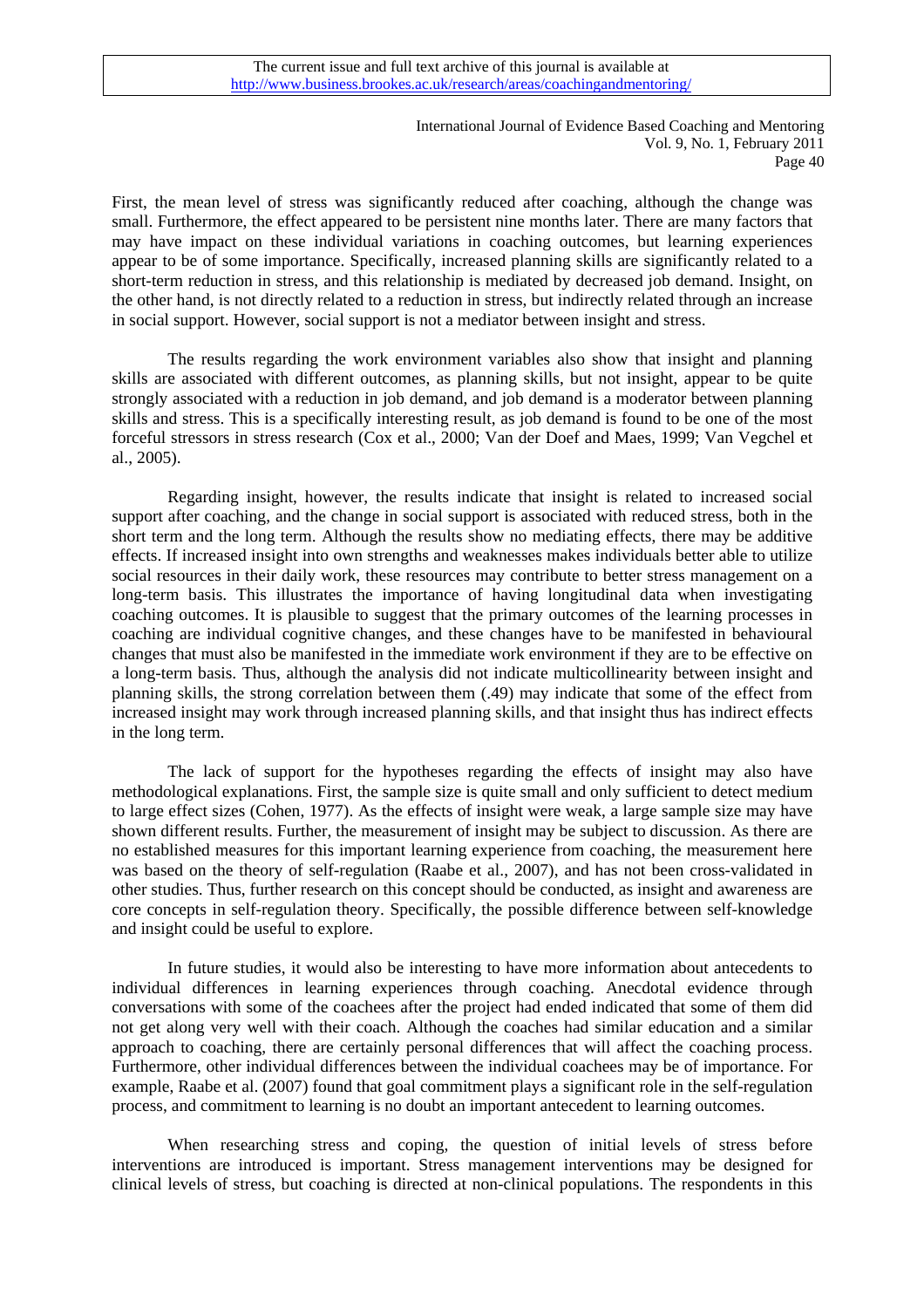First, the mean level of stress was significantly reduced after coaching, although the change was small. Furthermore, the effect appeared to be persistent nine months later. There are many factors that may have impact on these individual variations in coaching outcomes, but learning experiences appear to be of some importance. Specifically, increased planning skills are significantly related to a short-term reduction in stress, and this relationship is mediated by decreased job demand. Insight, on the other hand, is not directly related to a reduction in stress, but indirectly related through an increase in social support. However, social support is not a mediator between insight and stress.

The results regarding the work environment variables also show that insight and planning skills are associated with different outcomes, as planning skills, but not insight, appear to be quite strongly associated with a reduction in job demand, and job demand is a moderator between planning skills and stress. This is a specifically interesting result, as job demand is found to be one of the most forceful stressors in stress research (Cox et al., 2000; Van der Doef and Maes, 1999; Van Vegchel et al., 2005).

Regarding insight, however, the results indicate that insight is related to increased social support after coaching, and the change in social support is associated with reduced stress, both in the short term and the long term. Although the results show no mediating effects, there may be additive effects. If increased insight into own strengths and weaknesses makes individuals better able to utilize social resources in their daily work, these resources may contribute to better stress management on a long-term basis. This illustrates the importance of having longitudinal data when investigating coaching outcomes. It is plausible to suggest that the primary outcomes of the learning processes in coaching are individual cognitive changes, and these changes have to be manifested in behavioural changes that must also be manifested in the immediate work environment if they are to be effective on a long-term basis. Thus, although the analysis did not indicate multicollinearity between insight and planning skills, the strong correlation between them (.49) may indicate that some of the effect from increased insight may work through increased planning skills, and that insight thus has indirect effects in the long term.

The lack of support for the hypotheses regarding the effects of insight may also have methodological explanations. First, the sample size is quite small and only sufficient to detect medium to large effect sizes (Cohen, 1977). As the effects of insight were weak, a large sample size may have shown different results. Further, the measurement of insight may be subject to discussion. As there are no established measures for this important learning experience from coaching, the measurement here was based on the theory of self-regulation (Raabe et al., 2007), and has not been cross-validated in other studies. Thus, further research on this concept should be conducted, as insight and awareness are core concepts in self-regulation theory. Specifically, the possible difference between self-knowledge and insight could be useful to explore.

In future studies, it would also be interesting to have more information about antecedents to individual differences in learning experiences through coaching. Anecdotal evidence through conversations with some of the coachees after the project had ended indicated that some of them did not get along very well with their coach. Although the coaches had similar education and a similar approach to coaching, there are certainly personal differences that will affect the coaching process. Furthermore, other individual differences between the individual coachees may be of importance. For example, Raabe et al. (2007) found that goal commitment plays a significant role in the self-regulation process, and commitment to learning is no doubt an important antecedent to learning outcomes.

When researching stress and coping, the question of initial levels of stress before interventions are introduced is important. Stress management interventions may be designed for clinical levels of stress, but coaching is directed at non-clinical populations. The respondents in this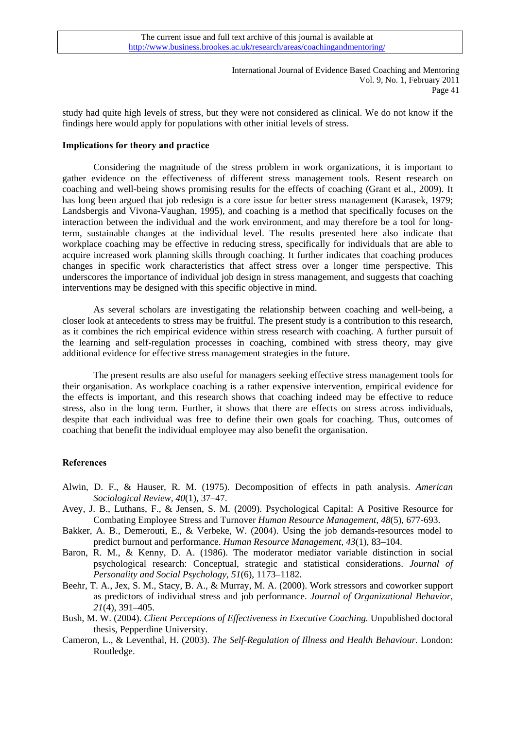study had quite high levels of stress, but they were not considered as clinical. We do not know if the findings here would apply for populations with other initial levels of stress.

**Implications for theory and practice**

Considering the magnitude of the stress problem in work organizations, it is important to gather evidence on the effectiveness of different stress management tools. Resent research on coaching and well-being shows promising results for the effects of coaching (Grant et al., 2009). It has long been argued that job redesign is a core issue for better stress management (Karasek, 1979; Landsbergis and Vivona-Vaughan, 1995), and coaching is a method that specifically focuses on the interaction between the individual and the work environment, and may therefore be a tool for long-term, sustainable changes at the individual level. The results presented here also indicate that workplace coaching may be effective in reducing stress, specifically for individuals that are able to acquire increased work planning skills through coaching. It further indicates that coaching produces changes in specific work characteristics that affect stress over a longer time perspective. This underscores the importance of individual job design in stress management, and suggests that coaching interventions may be designed with this specific objective in mind.

As several scholars are investigating the relationship between coaching and well-being, a closer look at antecedents to stress may be fruitful. The present study is a contribution to this research, as it combines the rich empirical evidence within stress research with coaching. A further pursuit of the learning and self-regulation processes in coaching, combined with stress theory, may give additional evidence for effective stress management strategies in the future.

The present results are also useful for managers seeking effective stress management tools for their organisation. As workplace coaching is a rather expensive intervention, empirical evidence for the effects is important, and this research shows that coaching indeed may be effective to reduce stress, also in the long term. Further, it shows that there are effects on stress across individuals, despite that each individual was free to define their own goals for coaching. Thus, outcomes of coaching that benefit the individual employee may also benefit the organisation.

**References**

Alwin, D. F., & Hauser, R. M. (1975). Decomposition of effects in path analysis. *American Sociological Review, 40*(1), 37–47.

Avey, J. B., Luthans, F., & Jensen, S. M. (2009). Psychological Capital: A Positive Resource for Combating Employee Stress and Turnover *Human Resource Management, 48*(5), 677-693.

Bakker, A. B., Demerouti, E., & Verbeke, W. (2004). Using the job demands-resources model to predict burnout and performance. *Human Resource Management, 43*(1), 83–104.

Baron, R. M., & Kenny, D. A. (1986). The moderator mediator variable distinction in social psychological research: Conceptual, strategic and statistical considerations. *Journal of Personality and Social Psychology, 51*(6), 1173–1182.

Beehr, T. A., Jex, S. M., Stacy, B. A., & Murray, M. A. (2000). Work stressors and coworker support as predictors of individual stress and job performance. *Journal of Organizational Behavior, 21*(4), 391–405.

Bush, M. W. (2004). *Client Perceptions of Effectiveness in Executive Coaching.* Unpublished doctoral thesis, Pepperdine University.

Cameron, L., & Leventhal, H. (2003). *The Self-Regulation of Illness and Health Behaviour.* London: Routledge.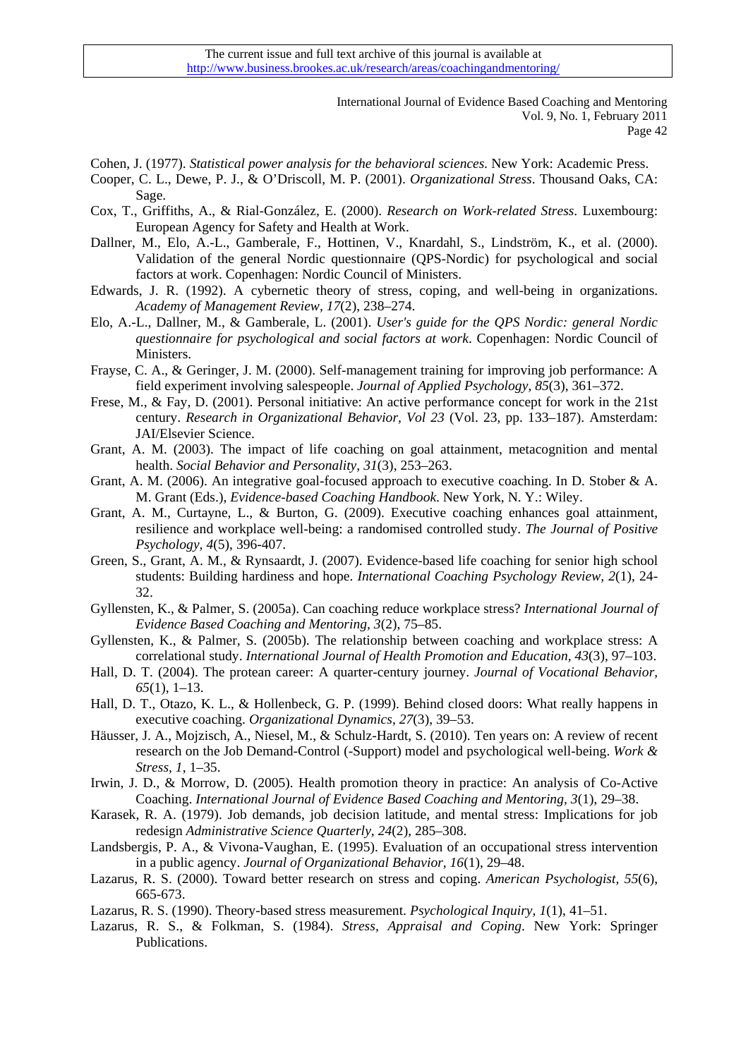Cohen, J. (1977). *Statistical power analysis for the behavioral sciences.* New York: Academic Press.

Cooper, C. L., Dewe, P. J., & O'Driscoll, M. P. (2001). *Organizational Stress*. Thousand Oaks, CA: Sage.

Cox, T., Griffiths, A., & Rial-González, E. (2000). *Research on Work-related Stress*. Luxembourg: European Agency for Safety and Health at Work.

Dallner, M., Elo, A.-L., Gamberale, F., Hottinen, V., Knardahl, S., Lindström, K., et al. (2000). Validation of the general Nordic questionnaire (QPS-Nordic) for psychological and social factors at work. Copenhagen: Nordic Council of Ministers.

Edwards, J. R. (1992). A cybernetic theory of stress, coping, and well-being in organizations. *Academy of Management Review, 17*(2), 238–274.

Elo, A.-L., Dallner, M., & Gamberale, L. (2001). *User's guide for the QPS Nordic: general Nordic questionnaire for psychological and social factors at work*. Copenhagen: Nordic Council of Ministers.

Frayse, C. A., & Geringer, J. M. (2000). Self-management training for improving job performance: A field experiment involving salespeople. *Journal of Applied Psychology, 85*(3), 361–372.

Frese, M., & Fay, D. (2001). Personal initiative: An active performance concept for work in the 21st century. *Research in Organizational Behavior, Vol 23* (Vol. 23, pp. 133–187). Amsterdam: JAI/Elsevier Science.

Grant, A. M. (2003). The impact of life coaching on goal attainment, metacognition and mental health. *Social Behavior and Personality, 31*(3), 253–263.

Grant, A. M. (2006). An integrative goal-focused approach to executive coaching. In D. Stober & A. M. Grant (Eds.), *Evidence-based Coaching Handbook*. New York, N. Y.: Wiley.

Grant, A. M., Curtayne, L., & Burton, G. (2009). Executive coaching enhances goal attainment, resilience and workplace well-being: a randomised controlled study. *The Journal of Positive Psychology, 4*(5), 396-407.

Green, S., Grant, A. M., & Rynsaardt, J. (2007). Evidence-based life coaching for senior high school students: Building hardiness and hope. *International Coaching Psychology Review, 2*(1), 24-32.

Gyllensten, K., & Palmer, S. (2005a). Can coaching reduce workplace stress? *International Journal of Evidence Based Coaching and Mentoring, 3*(2), 75–85.

Gyllensten, K., & Palmer, S. (2005b). The relationship between coaching and workplace stress: A correlational study. *International Journal of Health Promotion and Education, 43*(3), 97–103.

Hall, D. T. (2004). The protean career: A quarter-century journey. *Journal of Vocational Behavior, 65*(1), 1–13.

Hall, D. T., Otazo, K. L., & Hollenbeck, G. P. (1999). Behind closed doors: What really happens in executive coaching. *Organizational Dynamics, 27*(3), 39–53.

Häusser, J. A., Mojzisch, A., Niesel, M., & Schulz-Hardt, S. (2010). Ten years on: A review of recent research on the Job Demand-Control (-Support) model and psychological well-being. *Work & Stress, 1*, 1–35.

Irwin, J. D., & Morrow, D. (2005). Health promotion theory in practice: An analysis of Co-Active Coaching. *International Journal of Evidence Based Coaching and Mentoring, 3*(1), 29–38.

Karasek, R. A. (1979). Job demands, job decision latitude, and mental stress: Implications for job redesign *Administrative Science Quarterly, 24*(2), 285–308.

Landsbergis, P. A., & Vivona-Vaughan, E. (1995). Evaluation of an occupational stress intervention in a public agency. *Journal of Organizational Behavior, 16*(1), 29–48.

Lazarus, R. S. (2000). Toward better research on stress and coping. *American Psychologist, 55*(6), 665-673.

Lazarus, R. S. (1990). Theory-based stress measurement. *Psychological Inquiry, 1*(1), 41–51.

Lazarus, R. S., & Folkman, S. (1984). *Stress, Appraisal and Coping*. New York: Springer Publications.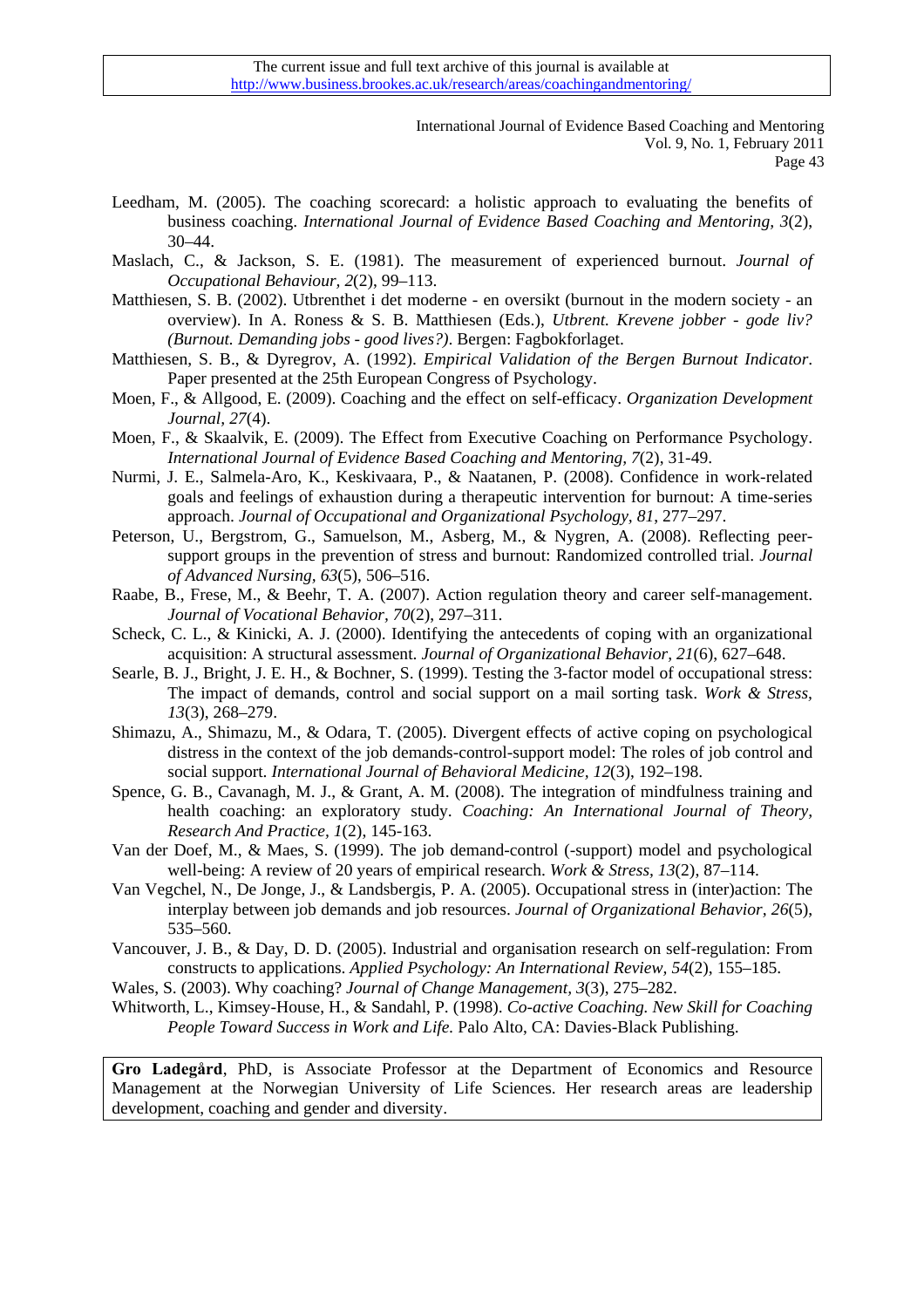Leedham, M. (2005). The coaching scorecard: a holistic approach to evaluating the benefits of business coaching. *International Journal of Evidence Based Coaching and Mentoring, 3*(2), 30–44.

Maslach, C., & Jackson, S. E. (1981). The measurement of experienced burnout. *Journal of Occupational Behaviour, 2*(2), 99–113.

Matthiesen, S. B. (2002). Utbrenthet i det moderne - en oversikt (burnout in the modern society - an overview). In A. Roness & S. B. Matthiesen (Eds.), *Utbrent. Krevene jobber - gode liv? (Burnout. Demanding jobs - good lives?)*. Bergen: Fagbokforlaget.

Matthiesen, S. B., & Dyregrov, A. (1992). *Empirical Validation of the Bergen Burnout Indicator*. Paper presented at the 25th European Congress of Psychology.

Moen, F., & Allgood, E. (2009). Coaching and the effect on self-efficacy. *Organization Development Journal, 27*(4).

Moen, F., & Skaalvik, E. (2009). The Effect from Executive Coaching on Performance Psychology. *International Journal of Evidence Based Coaching and Mentoring, 7*(2), 31-49.

Nurmi, J. E., Salmela-Aro, K., Keskivaara, P., & Naatanen, P. (2008). Confidence in work-related goals and feelings of exhaustion during a therapeutic intervention for burnout: A time-series approach. *Journal of Occupational and Organizational Psychology, 81*, 277–297.

Peterson, U., Bergstrom, G., Samuelson, M., Asberg, M., & Nygren, A. (2008). Reflecting peer-support groups in the prevention of stress and burnout: Randomized controlled trial. *Journal of Advanced Nursing, 63*(5), 506–516.

Raabe, B., Frese, M., & Beehr, T. A. (2007). Action regulation theory and career self-management. *Journal of Vocational Behavior, 70*(2), 297–311.

Scheck, C. L., & Kinicki, A. J. (2000). Identifying the antecedents of coping with an organizational acquisition: A structural assessment. *Journal of Organizational Behavior, 21*(6), 627–648.

Searle, B. J., Bright, J. E. H., & Bochner, S. (1999). Testing the 3-factor model of occupational stress: The impact of demands, control and social support on a mail sorting task. *Work & Stress, 13*(3), 268–279.

Shimazu, A., Shimazu, M., & Odara, T. (2005). Divergent effects of active coping on psychological distress in the context of the job demands-control-support model: The roles of job control and social support. *International Journal of Behavioral Medicine, 12*(3), 192–198.

Spence, G. B., Cavanagh, M. J., & Grant, A. M. (2008). The integration of mindfulness training and health coaching: an exploratory study. *Coaching: An International Journal of Theory, Research And Practice, 1*(2), 145-163.

Van der Doef, M., & Maes, S. (1999). The job demand-control (-support) model and psychological well-being: A review of 20 years of empirical research. *Work & Stress, 13*(2), 87–114.

Van Vegchel, N., De Jonge, J., & Landsbergis, P. A. (2005). Occupational stress in (inter)action: The interplay between job demands and job resources. *Journal of Organizational Behavior, 26*(5), 535–560.

Vancouver, J. B., & Day, D. D. (2005). Industrial and organisation research on self-regulation: From constructs to applications. *Applied Psychology: An International Review, 54*(2), 155–185.

Wales, S. (2003). Why coaching? *Journal of Change Management, 3*(3), 275–282.

Whitworth, L., Kimsey-House, H., & Sandahl, P. (1998). *Co-active Coaching. New Skill for Coaching People Toward Success in Work and Life.* Palo Alto, CA: Davies-Black Publishing.

**Gro Ladegård**, PhD, is Associate Professor at the Department of Economics and Resource Management at the Norwegian University of Life Sciences. Her research areas are leadership development, coaching and gender and diversity.